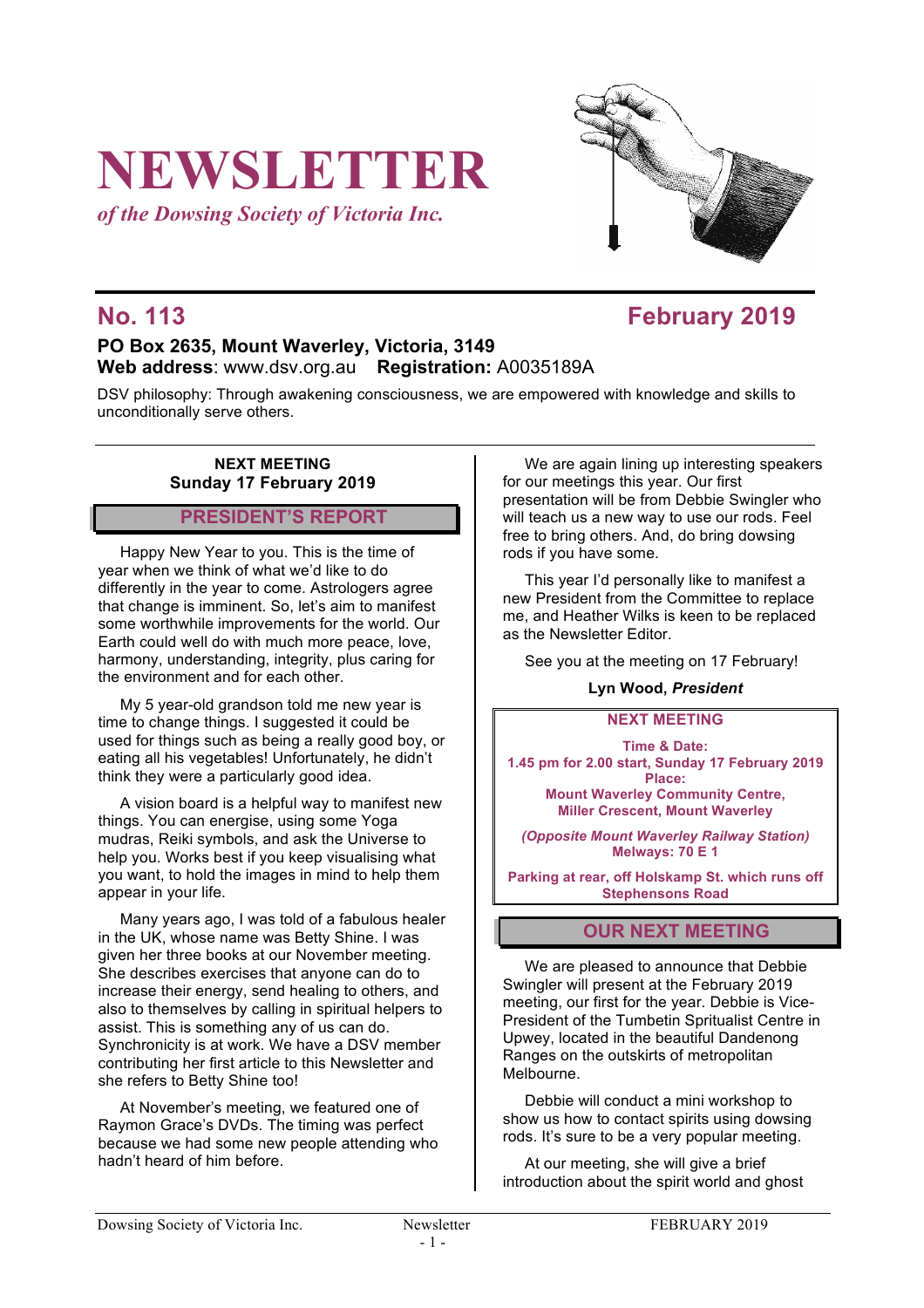# NEWSLETTER

*of the Dowsing Society of Victoria Inc.*

## No. 113 February 2019

**PO Box 2635, Mount Waverley, Victoria, 3149**
**Web address**: www.dsv.org.au **Registration:** A0035189A

DSV philosophy: Through awakening consciousness, we are empowered with knowledge and skills to unconditionally serve others.

**NEXT MEETING**
**Sunday 17 February 2019**

## PRESIDENT'S REPORT

Happy New Year to you. This is the time of year when we think of what we'd like to do differently in the year to come. Astrologers agree that change is imminent. So, let's aim to manifest some worthwhile improvements for the world. Our Earth could well do with much more peace, love, harmony, understanding, integrity, plus caring for the environment and for each other.

My 5 year-old grandson told me new year is time to change things. I suggested it could be used for things such as being a really good boy, or eating all his vegetables! Unfortunately, he didn't think they were a particularly good idea.

A vision board is a helpful way to manifest new things. You can energise, using some Yoga mudras, Reiki symbols, and ask the Universe to help you. Works best if you keep visualising what you want, to hold the images in mind to help them appear in your life.

Many years ago, I was told of a fabulous healer in the UK, whose name was Betty Shine. I was given her three books at our November meeting. She describes exercises that anyone can do to increase their energy, send healing to others, and also to themselves by calling in spiritual helpers to assist. This is something any of us can do. Synchronicity is at work. We have a DSV member contributing her first article to this Newsletter and she refers to Betty Shine too!

At November's meeting, we featured one of Raymon Grace's DVDs. The timing was perfect because we had some new people attending who hadn't heard of him before.

We are again lining up interesting speakers for our meetings this year. Our first presentation will be from Debbie Swingler who will teach us a new way to use our rods. Feel free to bring others. And, do bring dowsing rods if you have some.

This year I'd personally like to manifest a new President from the Committee to replace me, and Heather Wilks is keen to be replaced as the Newsletter Editor.

See you at the meeting on 17 February!

**Lyn Wood, *President***

**NEXT MEETING**

**Time & Date:**
**1.45 pm for 2.00 start, Sunday 17 February 2019**
**Place:**
**Mount Waverley Community Centre,**
**Miller Crescent, Mount Waverley**

***(Opposite Mount Waverley Railway Station)***
**Melways: 70 E 1**

**Parking at rear, off Holskamp St. which runs off Stephensons Road**

## OUR NEXT MEETING

We are pleased to announce that Debbie Swingler will present at the February 2019 meeting, our first for the year. Debbie is Vice-President of the Tumbetin Spritualist Centre in Upwey, located in the beautiful Dandenong Ranges on the outskirts of metropolitan Melbourne.

Debbie will conduct a mini workshop to show us how to contact spirits using dowsing rods. It's sure to be a very popular meeting.

At our meeting, she will give a brief introduction about the spirit world and ghost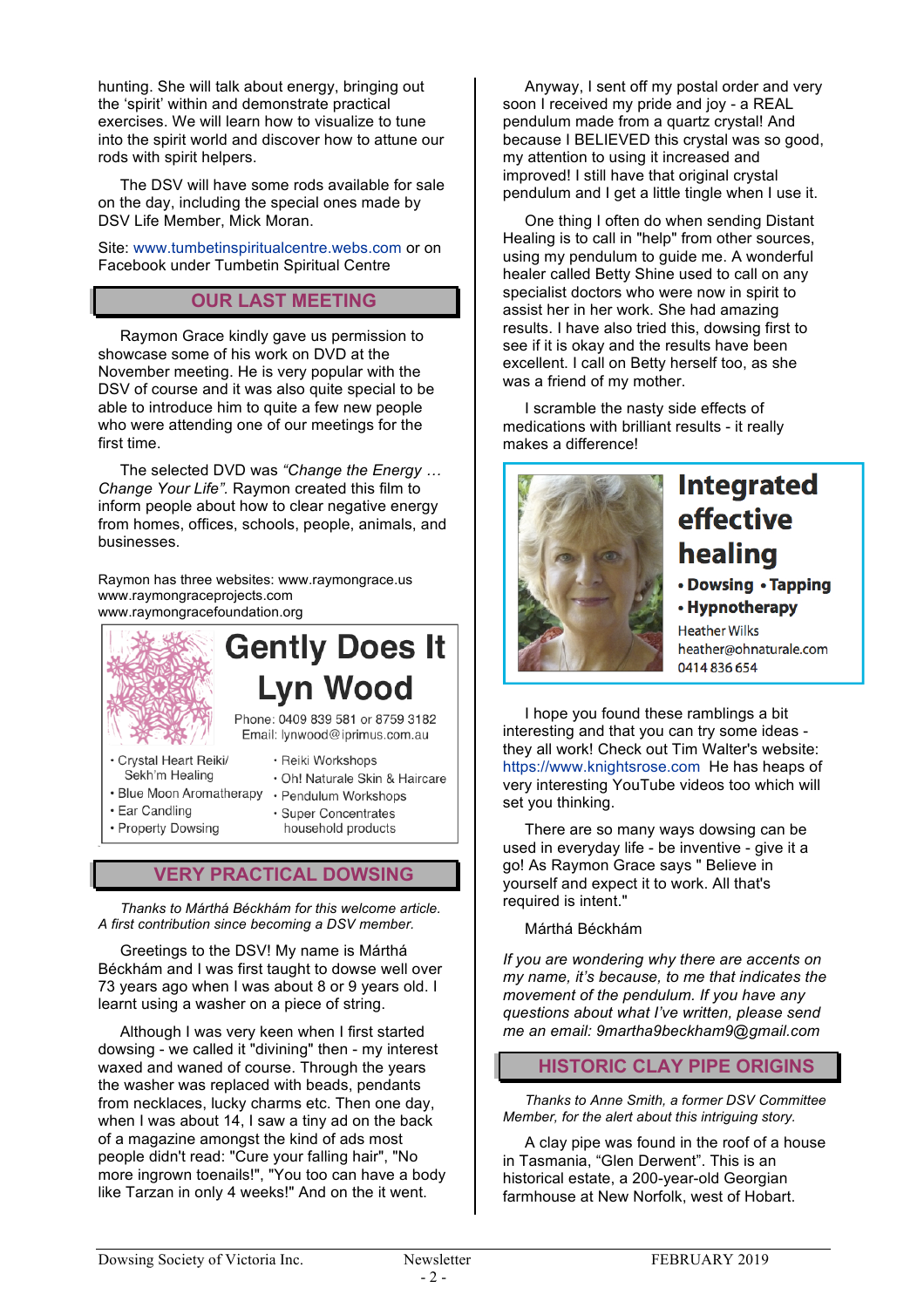hunting. She will talk about energy, bringing out the 'spirit' within and demonstrate practical exercises. We will learn how to visualize to tune into the spirit world and discover how to attune our rods with spirit helpers.

The DSV will have some rods available for sale on the day, including the special ones made by DSV Life Member, Mick Moran.

Site: www.tumbetinspiritualcentre.webs.com or on Facebook under Tumbetin Spiritual Centre

## OUR LAST MEETING

Raymon Grace kindly gave us permission to showcase some of his work on DVD at the November meeting. He is very popular with the DSV of course and it was also quite special to be able to introduce him to quite a few new people who were attending one of our meetings for the first time.

The selected DVD was *"Change the Energy … Change Your Life"*. Raymon created this film to inform people about how to clear negative energy from homes, offices, schools, people, animals, and businesses.

Raymon has three websites: www.raymongrace.us
www.raymongraceprojects.com
www.raymongracefoundation.org

**Gently Does It**
**Lyn Wood**

Phone: 0409 839 581 or 8759 3182
Email: lynwood@iprimus.com.au

- Crystal Heart Reiki/ Sekh'm Healing
- Blue Moon Aromatherapy
- Ear Candling
- Property Dowsing
- Reiki Workshops
- Oh! Naturale Skin & Haircare
- Pendulum Workshops
- Super Concentrates household products

## VERY PRACTICAL DOWSING

*Thanks to Márthá Béckhám for this welcome article. A first contribution since becoming a DSV member.*

Greetings to the DSV! My name is Márthá Béckhám and I was first taught to dowse well over 73 years ago when I was about 8 or 9 years old. I learnt using a washer on a piece of string.

Although I was very keen when I first started dowsing - we called it "divining" then - my interest waxed and waned of course. Through the years the washer was replaced with beads, pendants from necklaces, lucky charms etc. Then one day, when I was about 14, I saw a tiny ad on the back of a magazine amongst the kind of ads most people didn't read: "Cure your falling hair", "No more ingrown toenails!", "You too can have a body like Tarzan in only 4 weeks!" And on the it went.

Anyway, I sent off my postal order and very soon I received my pride and joy - a REAL pendulum made from a quartz crystal! And because I BELIEVED this crystal was so good, my attention to using it increased and improved! I still have that original crystal pendulum and I get a little tingle when I use it.

One thing I often do when sending Distant Healing is to call in "help" from other sources, using my pendulum to guide me. A wonderful healer called Betty Shine used to call on any specialist doctors who were now in spirit to assist her in her work. She had amazing results. I have also tried this, dowsing first to see if it is okay and the results have been excellent. I call on Betty herself too, as she was a friend of my mother.

I scramble the nasty side effects of medications with brilliant results - it really makes a difference!

**Integrated effective healing**
- **Dowsing**
- **Tapping**
- **Hypnotherapy**

Heather Wilks
heather@ohnaturale.com
0414 836 654

I hope you found these ramblings a bit interesting and that you can try some ideas - they all work! Check out Tim Walter's website: https://www.knightsrose.com He has heaps of very interesting YouTube videos too which will set you thinking.

There are so many ways dowsing can be used in everyday life - be inventive - give it a go! As Raymon Grace says " Believe in yourself and expect it to work. All that's required is intent."

Márthá Béckhám

*If you are wondering why there are accents on my name, it's because, to me that indicates the movement of the pendulum. If you have any questions about what I've written, please send me an email: 9martha9beckham9@gmail.com*

## HISTORIC CLAY PIPE ORIGINS

*Thanks to Anne Smith, a former DSV Committee Member, for the alert about this intriguing story.*

A clay pipe was found in the roof of a house in Tasmania, "Glen Derwent". This is an historical estate, a 200-year-old Georgian farmhouse at New Norfolk, west of Hobart.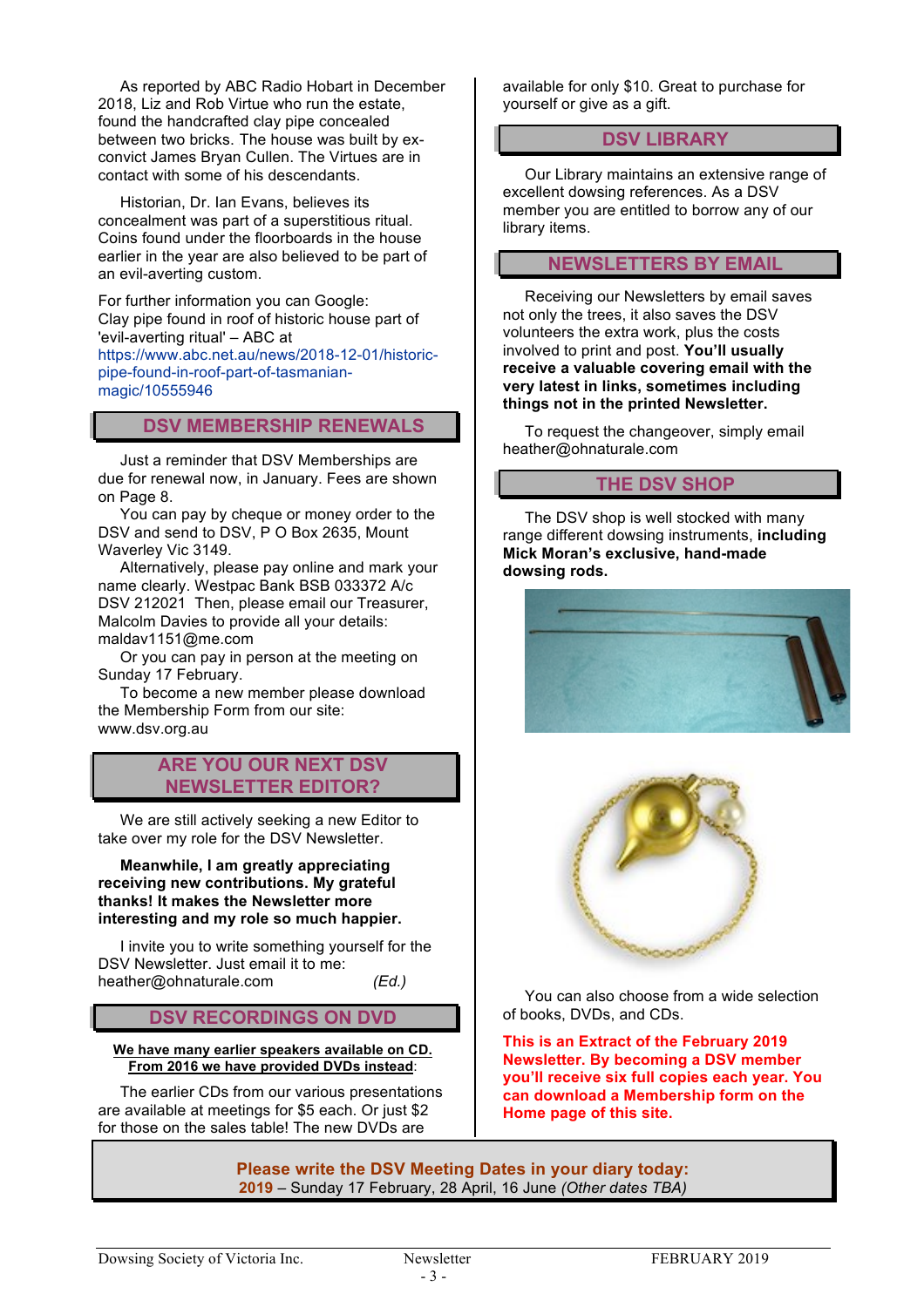As reported by ABC Radio Hobart in December 2018, Liz and Rob Virtue who run the estate, found the handcrafted clay pipe concealed between two bricks. The house was built by ex-convict James Bryan Cullen. The Virtues are in contact with some of his descendants.

Historian, Dr. Ian Evans, believes its concealment was part of a superstitious ritual. Coins found under the floorboards in the house earlier in the year are also believed to be part of an evil-averting custom.

For further information you can Google:
Clay pipe found in roof of historic house part of 'evil-averting ritual' – ABC at
https://www.abc.net.au/news/2018-12-01/historic-pipe-found-in-roof-part-of-tasmanian-magic/10555946

## DSV MEMBERSHIP RENEWALS

Just a reminder that DSV Memberships are due for renewal now, in January. Fees are shown on Page 8.

You can pay by cheque or money order to the DSV and send to DSV, P O Box 2635, Mount Waverley Vic 3149.

Alternatively, please pay online and mark your name clearly. Westpac Bank BSB 033372 A/c DSV 212021 Then, please email our Treasurer, Malcolm Davies to provide all your details: maldav1151@me.com

Or you can pay in person at the meeting on Sunday 17 February.

To become a new member please download the Membership Form from our site: www.dsv.org.au

## ARE YOU OUR NEXT DSV NEWSLETTER EDITOR?

We are still actively seeking a new Editor to take over my role for the DSV Newsletter.

**Meanwhile, I am greatly appreciating receiving new contributions. My grateful thanks! It makes the Newsletter more interesting and my role so much happier.**

I invite you to write something yourself for the DSV Newsletter. Just email it to me:
heather@ohnaturale.com *(Ed.)*

## DSV RECORDINGS ON DVD

**We have many earlier speakers available on CD. From 2016 we have provided DVDs instead:**

The earlier CDs from our various presentations are available at meetings for $5 each. Or just $2 for those on the sales table! The new DVDs are available for only $10. Great to purchase for yourself or give as a gift.

## DSV LIBRARY

Our Library maintains an extensive range of excellent dowsing references. As a DSV member you are entitled to borrow any of our library items.

## NEWSLETTERS BY EMAIL

Receiving our Newsletters by email saves not only the trees, it also saves the DSV volunteers the extra work, plus the costs involved to print and post. **You'll usually receive a valuable covering email with the very latest in links, sometimes including things not in the printed Newsletter.**

To request the changeover, simply email heather@ohnaturale.com

## THE DSV SHOP

The DSV shop is well stocked with many range different dowsing instruments, **including Mick Moran's exclusive, hand-made dowsing rods.**

You can also choose from a wide selection of books, DVDs, and CDs.

**This is an Extract of the February 2019 Newsletter. By becoming a DSV member you'll receive six full copies each year. You can download a Membership form on the Home page of this site.**

**Please write the DSV Meeting Dates in your diary today:**
**2019** – Sunday 17 February, 28 April, 16 June *(Other dates TBA)*